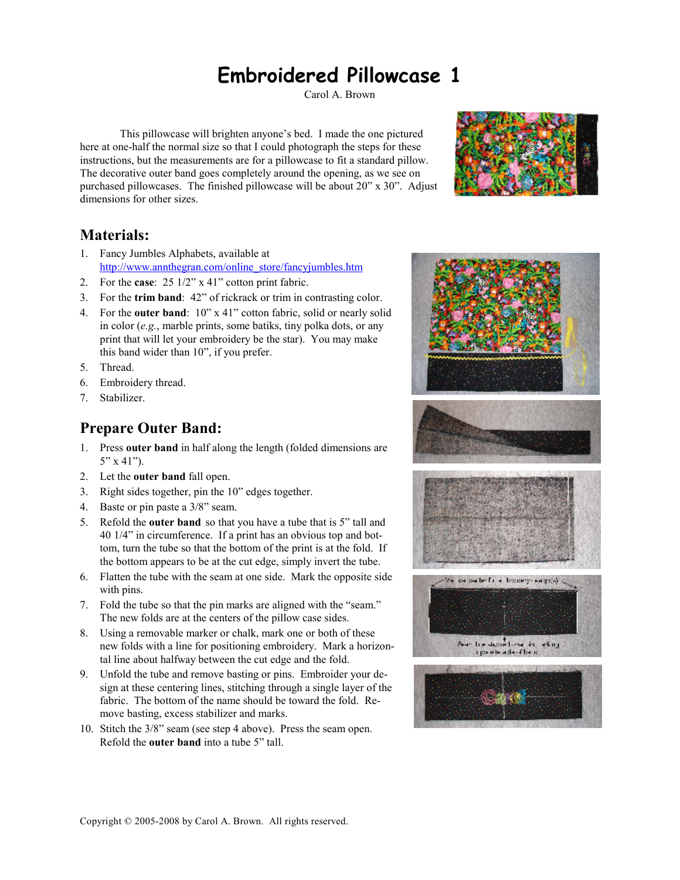# Embroidered Pillowcase 1

Carol A. Brown

This pillowcase will brighten anyone's bed. I made the one pictured here at one-half the normal size so that I could photograph the steps for these instructions, but the measurements are for a pillowcase to fit a standard pillow. The decorative outer band goes completely around the opening, as we see on purchased pillowcases. The finished pillowcase will be about 20" x 30". Adjust dimensions for other sizes.

## Materials:

1. Fancy Jumbles Alphabets, available at [http://www.annthegran.com/online_store/fancyjumbles.htm](http://www.annthegran.com/online_store/fancyjumbles.htm)
2. For the **case**: 25 1/2" x 41" cotton print fabric.
3. For the **trim band**: 42" of rickrack or trim in contrasting color.
4. For the **outer band**: 10" x 41" cotton fabric, solid or nearly solid in color (*e.g.*, marble prints, some batiks, tiny polka dots, or any print that will let your embroidery be the star). You may make this band wider than 10", if you prefer.
5. Thread.
6. Embroidery thread.
7. Stabilizer.

## Prepare Outer Band:

1. Press **outer band** in half along the length (folded dimensions are 5" x 41").
2. Let the **outer band** fall open.
3. Right sides together, pin the 10" edges together.
4. Baste or pin paste a 3/8" seam.
5. Refold the **outer band** so that you have a tube that is 5" tall and 40 1/4" in circumference. If a print has an obvious top and bottom, turn the tube so that the bottom of the print is at the fold. If the bottom appears to be at the cut edge, simply invert the tube.
6. Flatten the tube with the seam at one side. Mark the opposite side with pins.
7. Fold the tube so that the pin marks are aligned with the "seam." The new folds are at the centers of the pillow case sides.
8. Using a removable marker or chalk, mark one or both of these new folds with a line for positioning embroidery. Mark a horizontal line about halfway between the cut edge and the fold.
9. Unfold the tube and remove basting or pins. Embroider your design at these centering lines, stitching through a single layer of the fabric. The bottom of the name should be toward the fold. Remove basting, excess stabilizer and marks.
10. Stitch the 3/8" seam (see step 4 above). Press the seam open. Refold the **outer band** into a tube 5" tall.

Copyright © 2005-2008 by Carol A. Brown. All rights reserved.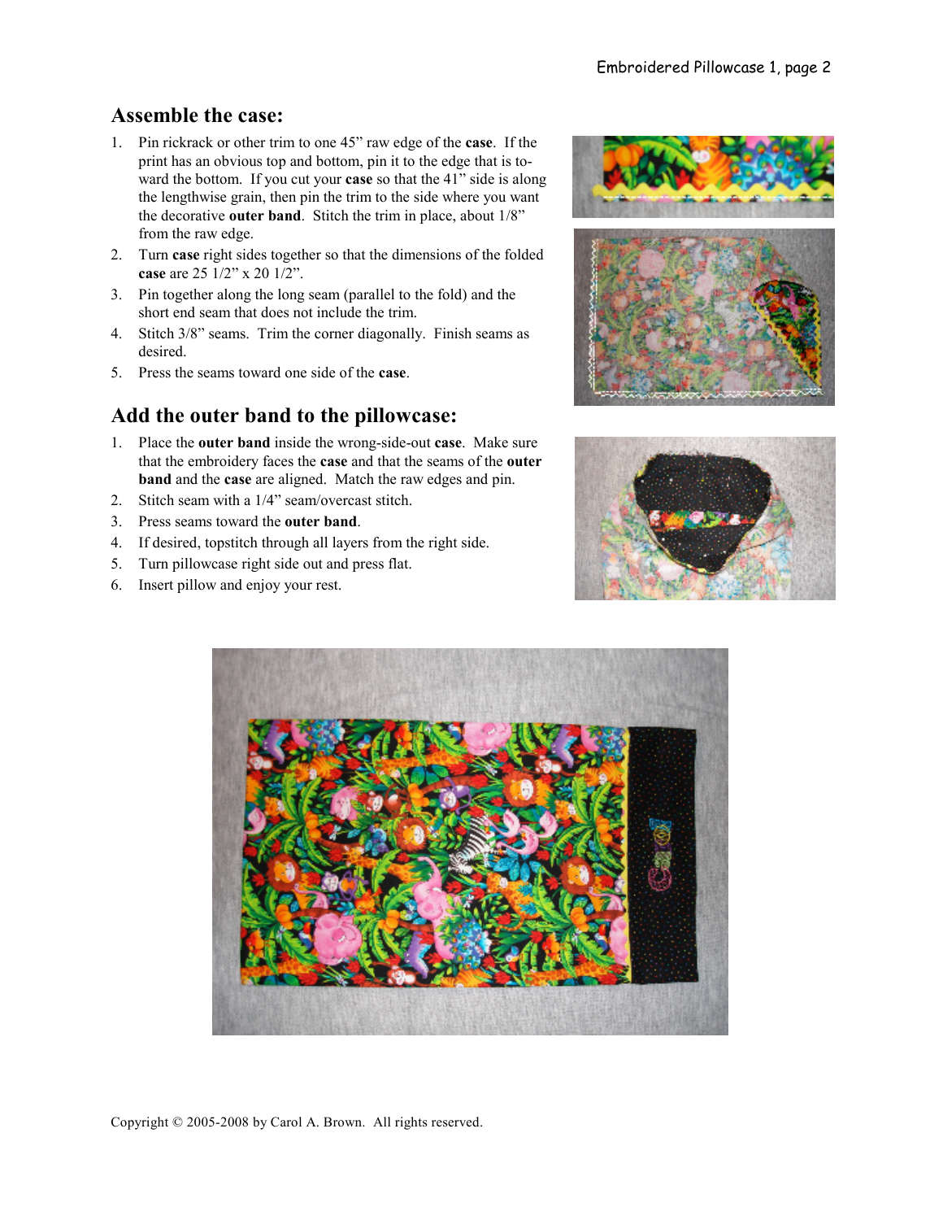## Assemble the case:

1. Pin rickrack or other trim to one 45” raw edge of the **case**. If the print has an obvious top and bottom, pin it to the edge that is toward the bottom. If you cut your **case** so that the 41” side is along the lengthwise grain, then pin the trim to the side where you want the decorative **outer band**. Stitch the trim in place, about 1/8” from the raw edge.
2. Turn **case** right sides together so that the dimensions of the folded **case** are 25 1/2” x 20 1/2”.
3. Pin together along the long seam (parallel to the fold) and the short end seam that does not include the trim.
4. Stitch 3/8” seams. Trim the corner diagonally. Finish seams as desired.
5. Press the seams toward one side of the **case**.

## Add the outer band to the pillowcase:

1. Place the **outer band** inside the wrong-side-out **case**. Make sure that the embroidery faces the **case** and that the seams of the **outer band** and the **case** are aligned. Match the raw edges and pin.
2. Stitch seam with a 1/4” seam/overcast stitch.
3. Press seams toward the **outer band**.
4. If desired, topstitch through all layers from the right side.
5. Turn pillowcase right side out and press flat.
6. Insert pillow and enjoy your rest.

Copyright © 2005-2008 by Carol A. Brown. All rights reserved.